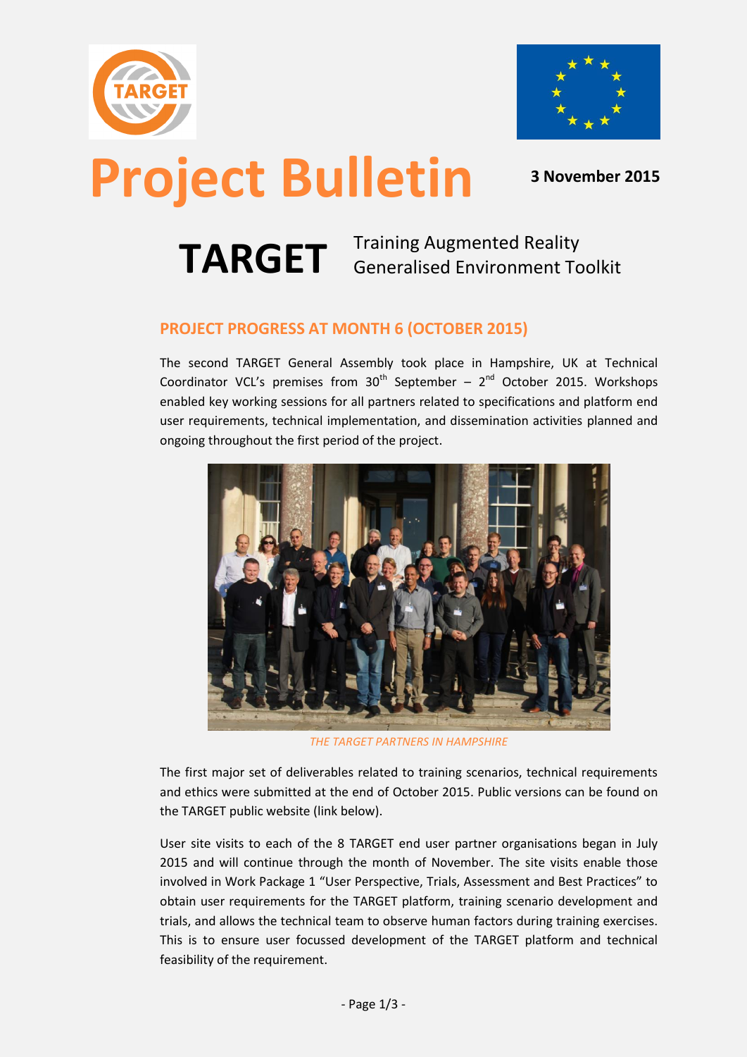# Project Bulletin

**3 November 2015**

## TARGET

Training Augmented Reality Generalised Environment Toolkit

### PROJECT PROGRESS AT MONTH 6 (OCTOBER 2015)

The second TARGET General Assembly took place in Hampshire, UK at Technical Coordinator VCL's premises from 30th September – 2nd October 2015. Workshops enabled key working sessions for all partners related to specifications and platform end user requirements, technical implementation, and dissemination activities planned and ongoing throughout the first period of the project.

*THE TARGET PARTNERS IN HAMPSHIRE*

The first major set of deliverables related to training scenarios, technical requirements and ethics were submitted at the end of October 2015. Public versions can be found on the TARGET public website (link below).

User site visits to each of the 8 TARGET end user partner organisations began in July 2015 and will continue through the month of November. The site visits enable those involved in Work Package 1 "User Perspective, Trials, Assessment and Best Practices" to obtain user requirements for the TARGET platform, training scenario development and trials, and allows the technical team to observe human factors during training exercises. This is to ensure user focussed development of the TARGET platform and technical feasibility of the requirement.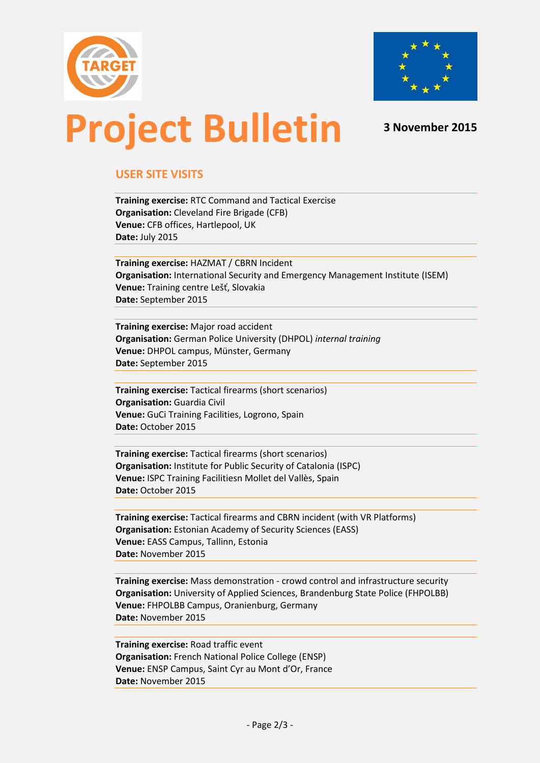# Project Bulletin

**3 November 2015**

## USER SITE VISITS

**Training exercise:** RTC Command and Tactical Exercise
**Organisation:** Cleveland Fire Brigade (CFB)
**Venue:** CFB offices, Hartlepool, UK
**Date:** July 2015

**Training exercise:** HAZMAT / CBRN Incident
**Organisation:** International Security and Emergency Management Institute (ISEM)
**Venue:** Training centre Lešť, Slovakia
**Date:** September 2015

**Training exercise:** Major road accident
**Organisation:** German Police University (DHPOL) *internal training*
**Venue:** DHPOL campus, Münster, Germany
**Date:** September 2015

**Training exercise:** Tactical firearms (short scenarios)
**Organisation:** Guardia Civil
**Venue:** GuCi Training Facilities, Logrono, Spain
**Date:** October 2015

**Training exercise:** Tactical firearms (short scenarios)
**Organisation:** Institute for Public Security of Catalonia (ISPC)
**Venue:** ISPC Training Facilitiesn Mollet del Vallès, Spain
**Date:** October 2015

**Training exercise:** Tactical firearms and CBRN incident (with VR Platforms)
**Organisation:** Estonian Academy of Security Sciences (EASS)
**Venue:** EASS Campus, Tallinn, Estonia
**Date:** November 2015

**Training exercise:** Mass demonstration - crowd control and infrastructure security
**Organisation:** University of Applied Sciences, Brandenburg State Police (FHPOLBB)
**Venue:** FHPOLBB Campus, Oranienburg, Germany
**Date:** November 2015

**Training exercise:** Road traffic event
**Organisation:** French National Police College (ENSP)
**Venue:** ENSP Campus, Saint Cyr au Mont d'Or, France
**Date:** November 2015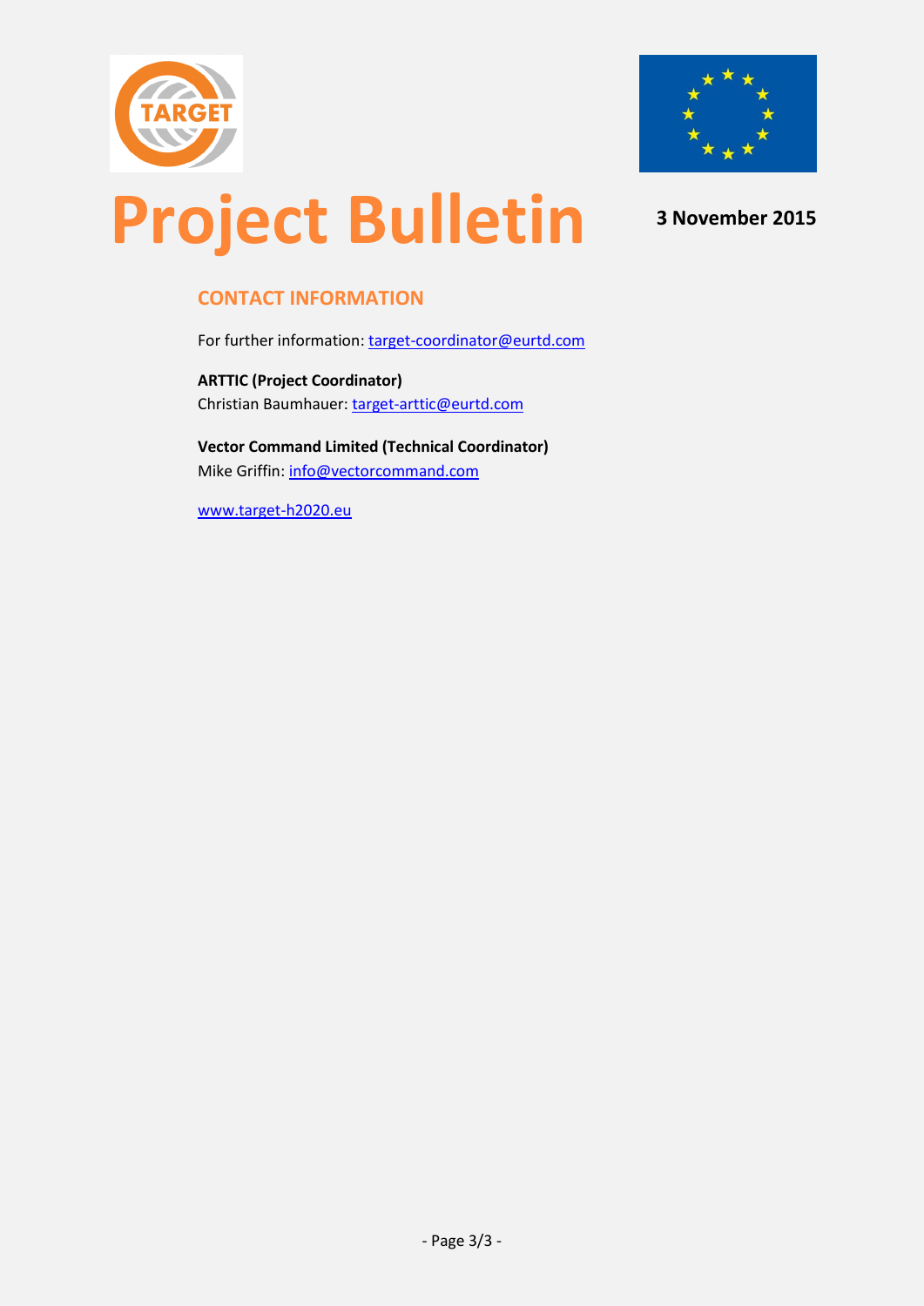# Project Bulletin

**3 November 2015**

## CONTACT INFORMATION

For further information: target-coordinator@eurtd.com

**ARTTIC (Project Coordinator)**
Christian Baumhauer: target-arttic@eurtd.com

**Vector Command Limited (Technical Coordinator)**
Mike Griffin: info@vectorcommand.com

www.target-h2020.eu